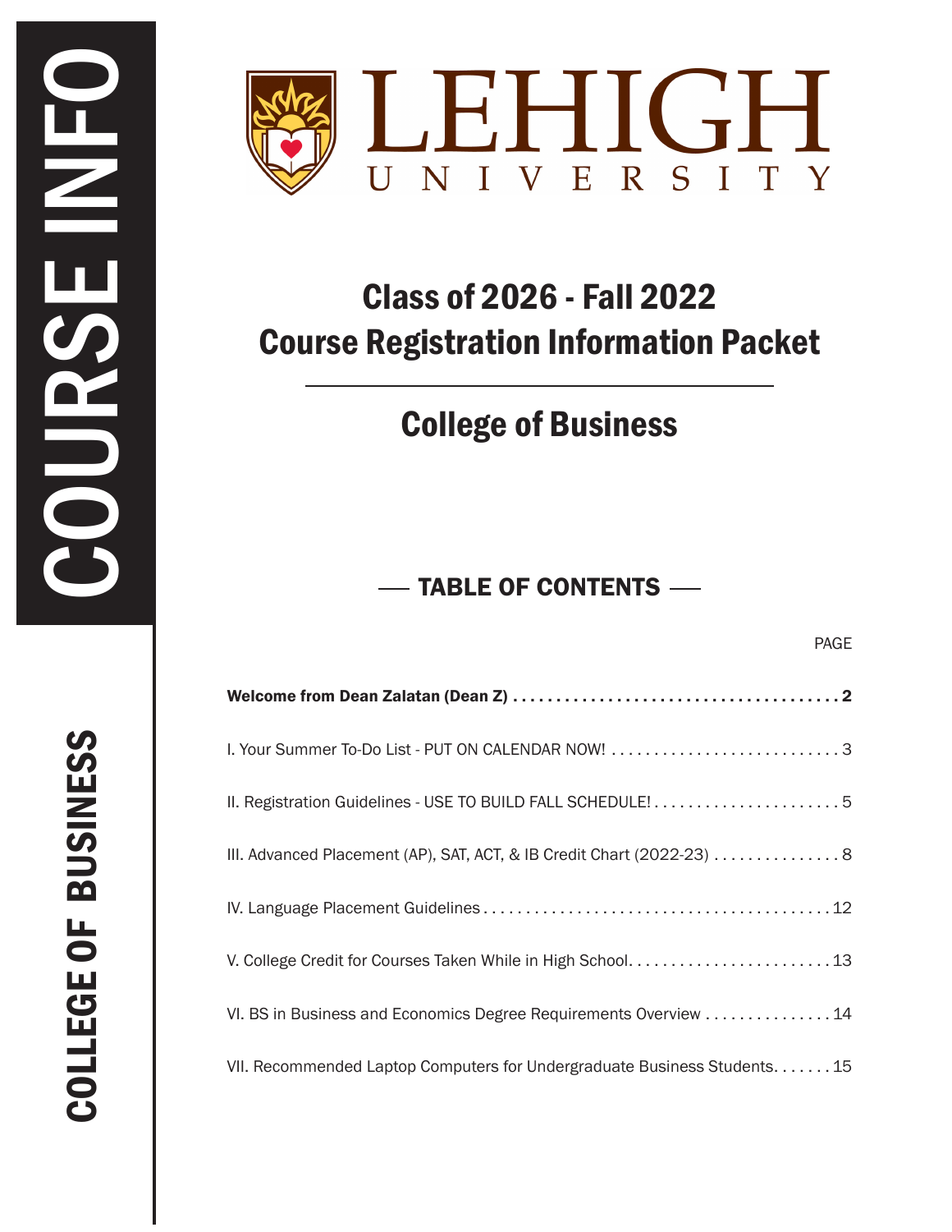COURSE INFO

COLLEGE OF BUSINESS

LEHIGH UNIVERSITY

# Class of 2026 - Fall 2022
# Course Registration Information Packet

## College of Business

## TABLE OF CONTENTS

| | PAGE |
|---|---|
| **Welcome from Dean Zalatan (Dean Z)** | **2** |
| I. Your Summer To-Do List - PUT ON CALENDAR NOW! | 3 |
| II. Registration Guidelines - USE TO BUILD FALL SCHEDULE! | 5 |
| III. Advanced Placement (AP), SAT, ACT, & IB Credit Chart (2022-23) | 8 |
| IV. Language Placement Guidelines | 12 |
| V. College Credit for Courses Taken While in High School | 13 |
| VI. BS in Business and Economics Degree Requirements Overview | 14 |
| VII. Recommended Laptop Computers for Undergraduate Business Students | 15 |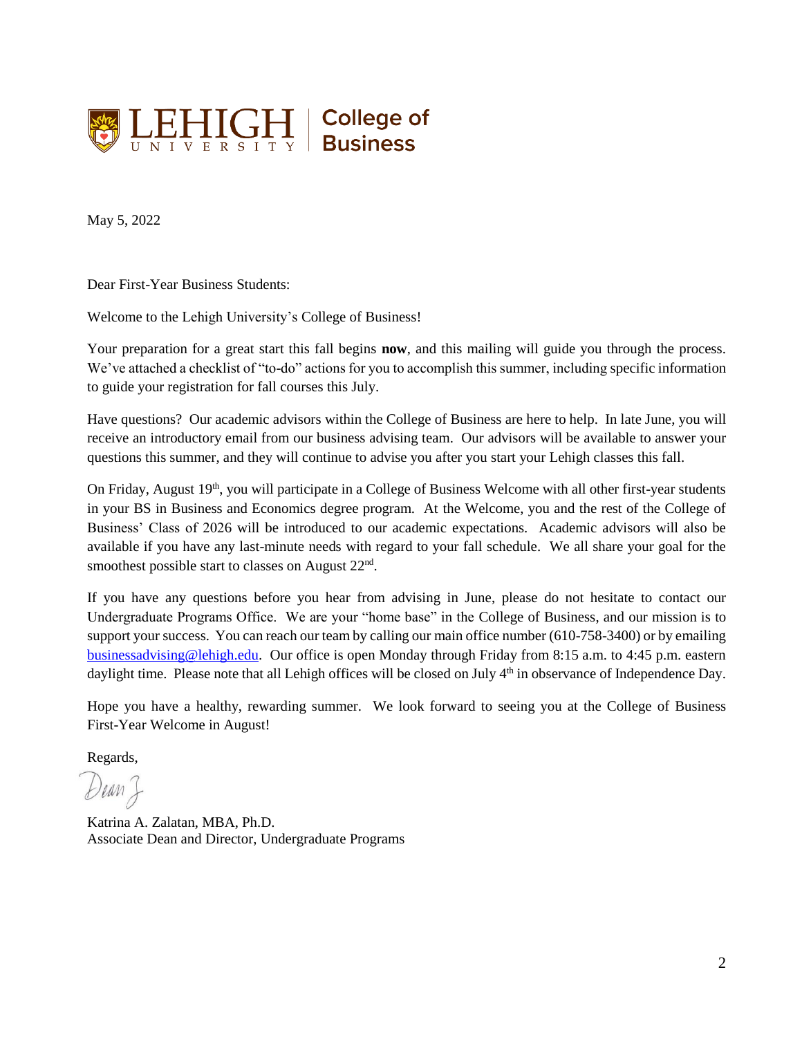LEHIGH UNIVERSITY | College of Business

May 5, 2022

Dear First-Year Business Students:

Welcome to the Lehigh University's College of Business!

Your preparation for a great start this fall begins **now**, and this mailing will guide you through the process. We've attached a checklist of "to-do" actions for you to accomplish this summer, including specific information to guide your registration for fall courses this July.

Have questions? Our academic advisors within the College of Business are here to help. In late June, you will receive an introductory email from our business advising team. Our advisors will be available to answer your questions this summer, and they will continue to advise you after you start your Lehigh classes this fall.

On Friday, August 19th, you will participate in a College of Business Welcome with all other first-year students in your BS in Business and Economics degree program. At the Welcome, you and the rest of the College of Business' Class of 2026 will be introduced to our academic expectations. Academic advisors will also be available if you have any last-minute needs with regard to your fall schedule. We all share your goal for the smoothest possible start to classes on August 22nd.

If you have any questions before you hear from advising in June, please do not hesitate to contact our Undergraduate Programs Office. We are your "home base" in the College of Business, and our mission is to support your success. You can reach our team by calling our main office number (610-758-3400) or by emailing businessadvising@lehigh.edu. Our office is open Monday through Friday from 8:15 a.m. to 4:45 p.m. eastern daylight time. Please note that all Lehigh offices will be closed on July 4th in observance of Independence Day.

Hope you have a healthy, rewarding summer. We look forward to seeing you at the College of Business First-Year Welcome in August!

Regards,

Dean Z

Katrina A. Zalatan, MBA, Ph.D.
Associate Dean and Director, Undergraduate Programs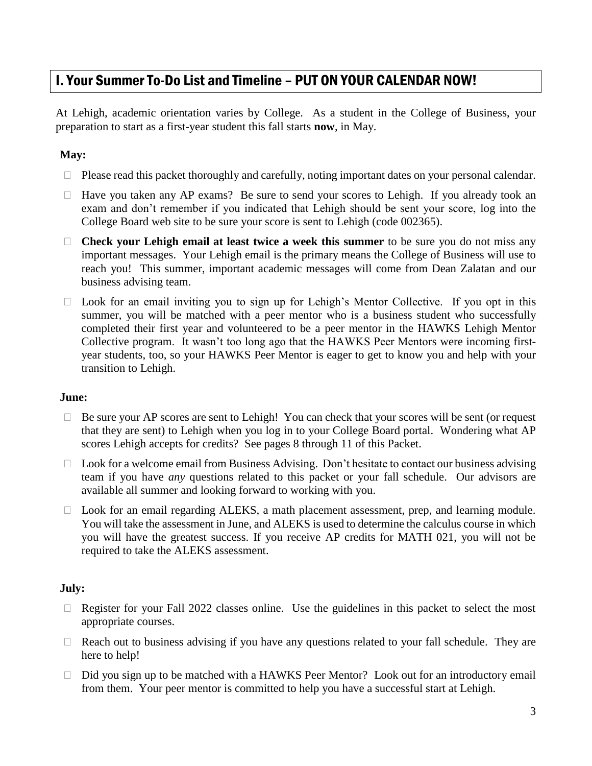## I. Your Summer To-Do List and Timeline – PUT ON YOUR CALENDAR NOW!

At Lehigh, academic orientation varies by College. As a student in the College of Business, your preparation to start as a first-year student this fall starts **now**, in May.

**May:**

- Please read this packet thoroughly and carefully, noting important dates on your personal calendar.
- Have you taken any AP exams? Be sure to send your scores to Lehigh. If you already took an exam and don't remember if you indicated that Lehigh should be sent your score, log into the College Board web site to be sure your score is sent to Lehigh (code 002365).
- **Check your Lehigh email at least twice a week this summer** to be sure you do not miss any important messages. Your Lehigh email is the primary means the College of Business will use to reach you! This summer, important academic messages will come from Dean Zalatan and our business advising team.
- Look for an email inviting you to sign up for Lehigh's Mentor Collective. If you opt in this summer, you will be matched with a peer mentor who is a business student who successfully completed their first year and volunteered to be a peer mentor in the HAWKS Lehigh Mentor Collective program. It wasn't too long ago that the HAWKS Peer Mentors were incoming first-year students, too, so your HAWKS Peer Mentor is eager to get to know you and help with your transition to Lehigh.

**June:**

- Be sure your AP scores are sent to Lehigh! You can check that your scores will be sent (or request that they are sent) to Lehigh when you log in to your College Board portal. Wondering what AP scores Lehigh accepts for credits? See pages 8 through 11 of this Packet.
- Look for a welcome email from Business Advising. Don't hesitate to contact our business advising team if you have *any* questions related to this packet or your fall schedule. Our advisors are available all summer and looking forward to working with you.
- Look for an email regarding ALEKS, a math placement assessment, prep, and learning module. You will take the assessment in June, and ALEKS is used to determine the calculus course in which you will have the greatest success. If you receive AP credits for MATH 021, you will not be required to take the ALEKS assessment.

**July:**

- Register for your Fall 2022 classes online. Use the guidelines in this packet to select the most appropriate courses.
- Reach out to business advising if you have any questions related to your fall schedule. They are here to help!
- Did you sign up to be matched with a HAWKS Peer Mentor? Look out for an introductory email from them. Your peer mentor is committed to help you have a successful start at Lehigh.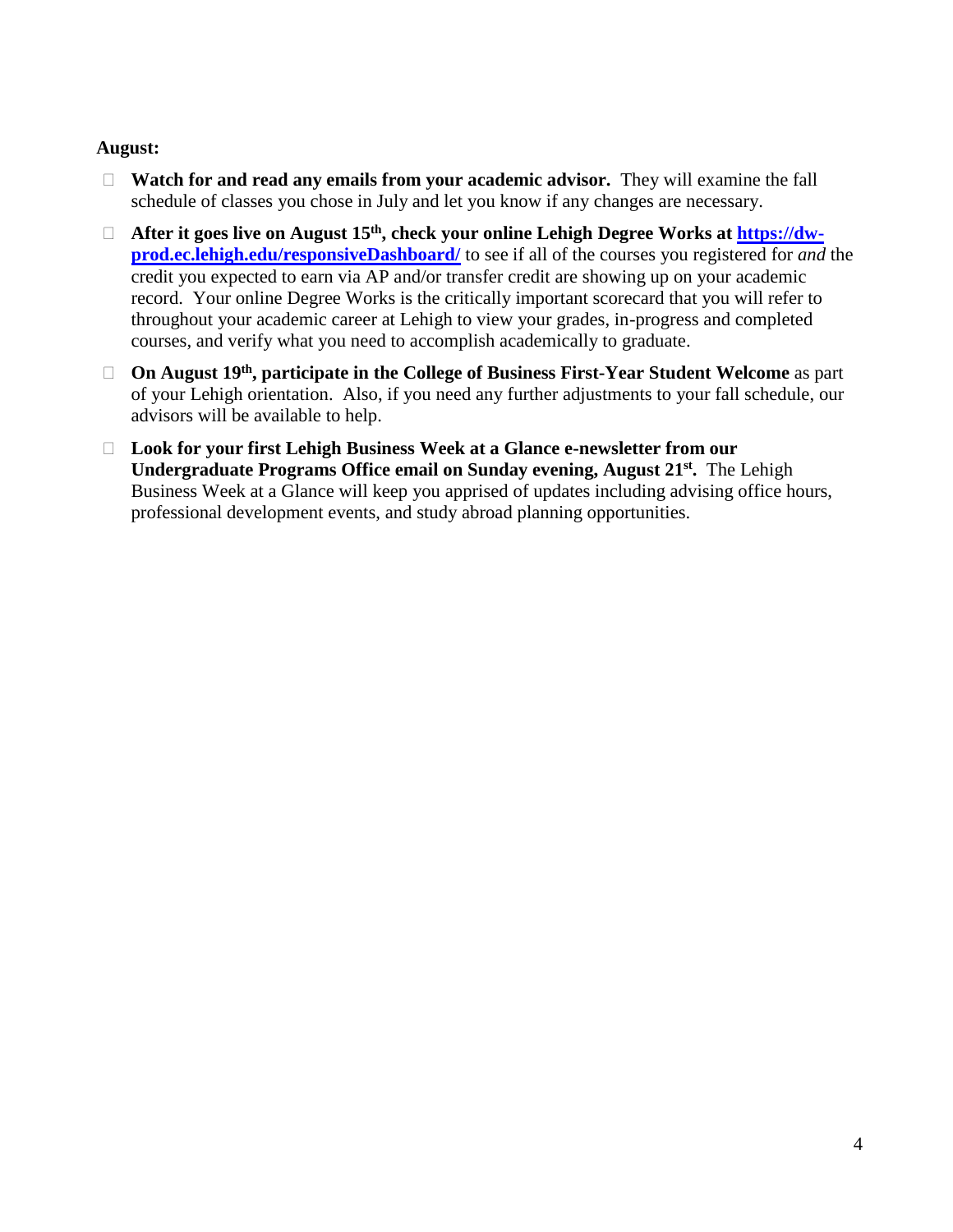**August:**

- **Watch for and read any emails from your academic advisor.** They will examine the fall schedule of classes you chose in July and let you know if any changes are necessary.
- **After it goes live on August 15th, check your online Lehigh Degree Works at [https://dw-prod.ec.lehigh.edu/responsiveDashboard/](https://dw-prod.ec.lehigh.edu/responsiveDashboard/)** to see if all of the courses you registered for *and* the credit you expected to earn via AP and/or transfer credit are showing up on your academic record. Your online Degree Works is the critically important scorecard that you will refer to throughout your academic career at Lehigh to view your grades, in-progress and completed courses, and verify what you need to accomplish academically to graduate.
- **On August 19th, participate in the College of Business First-Year Student Welcome** as part of your Lehigh orientation. Also, if you need any further adjustments to your fall schedule, our advisors will be available to help.
- **Look for your first Lehigh Business Week at a Glance e-newsletter from our Undergraduate Programs Office email on Sunday evening, August 21st.** The Lehigh Business Week at a Glance will keep you apprised of updates including advising office hours, professional development events, and study abroad planning opportunities.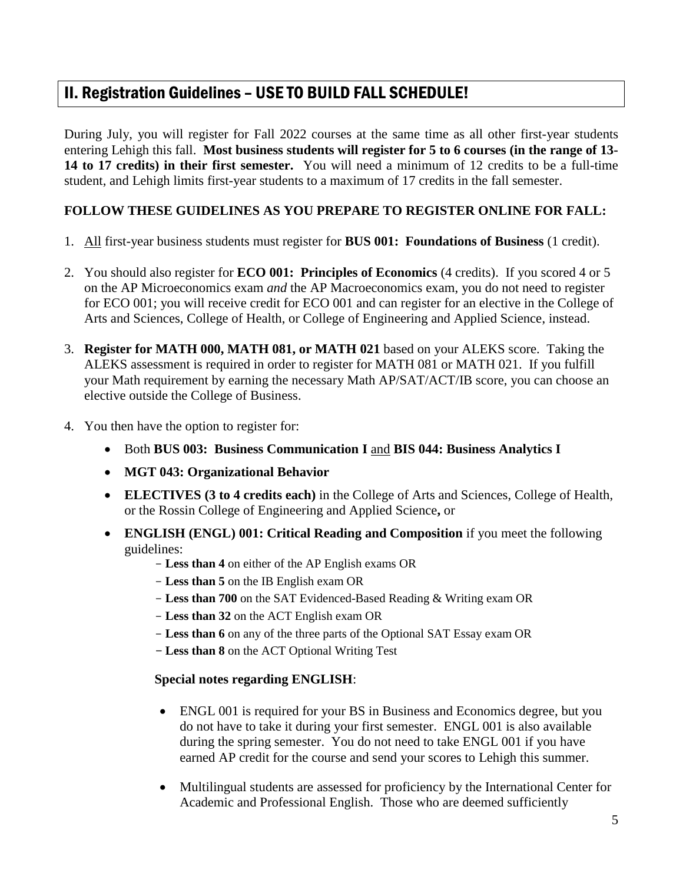## II. Registration Guidelines – USE TO BUILD FALL SCHEDULE!

During July, you will register for Fall 2022 courses at the same time as all other first-year students entering Lehigh this fall. **Most business students will register for 5 to 6 courses (in the range of 13-14 to 17 credits) in their first semester.** You will need a minimum of 12 credits to be a full-time student, and Lehigh limits first-year students to a maximum of 17 credits in the fall semester.

**FOLLOW THESE GUIDELINES AS YOU PREPARE TO REGISTER ONLINE FOR FALL:**

1. <u>All</u> first-year business students must register for **BUS 001: Foundations of Business** (1 credit).

2. You should also register for **ECO 001: Principles of Economics** (4 credits). If you scored 4 or 5 on the AP Microeconomics exam *and* the AP Macroeconomics exam, you do not need to register for ECO 001; you will receive credit for ECO 001 and can register for an elective in the College of Arts and Sciences, College of Health, or College of Engineering and Applied Science, instead.

3. **Register for MATH 000, MATH 081, or MATH 021** based on your ALEKS score. Taking the ALEKS assessment is required in order to register for MATH 081 or MATH 021. If you fulfill your Math requirement by earning the necessary Math AP/SAT/ACT/IB score, you can choose an elective outside the College of Business.

4. You then have the option to register for:
   - Both **BUS 003: Business Communication I** <u>and</u> **BIS 044: Business Analytics I**
   - **MGT 043: Organizational Behavior**
   - **ELECTIVES (3 to 4 credits each)** in the College of Arts and Sciences, College of Health, or the Rossin College of Engineering and Applied Science**,** or
   - **ENGLISH (ENGL) 001: Critical Reading and Composition** if you meet the following guidelines:
     - **Less than 4** on either of the AP English exams OR
     - **Less than 5** on the IB English exam OR
     - **Less than 700** on the SAT Evidenced-Based Reading & Writing exam OR
     - **Less than 32** on the ACT English exam OR
     - **Less than 6** on any of the three parts of the Optional SAT Essay exam OR
     - **Less than 8** on the ACT Optional Writing Test

   **Special notes regarding ENGLISH**:

   - ENGL 001 is required for your BS in Business and Economics degree, but you do not have to take it during your first semester. ENGL 001 is also available during the spring semester. You do not need to take ENGL 001 if you have earned AP credit for the course and send your scores to Lehigh this summer.
   - Multilingual students are assessed for proficiency by the International Center for Academic and Professional English. Those who are deemed sufficiently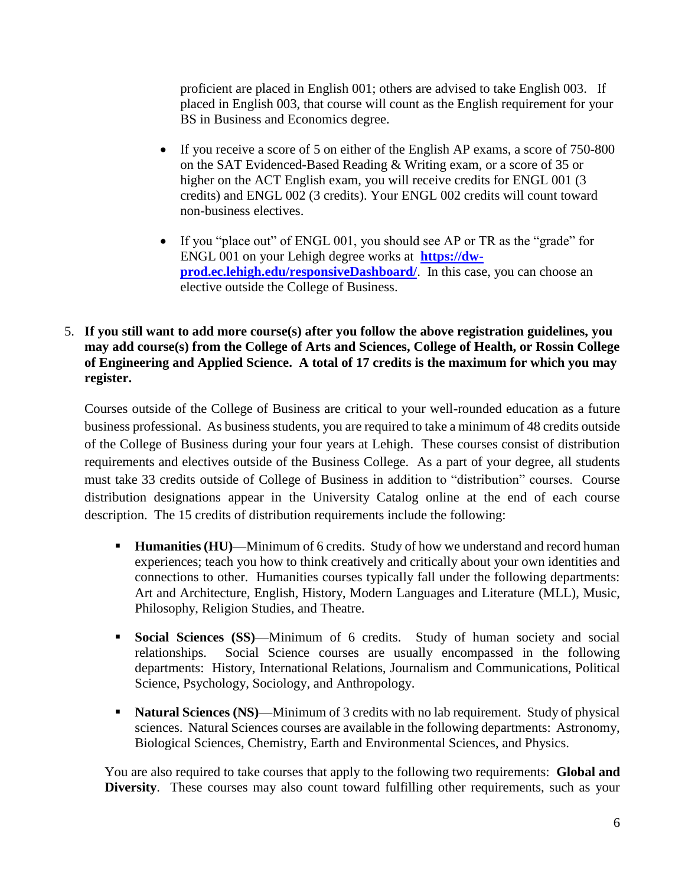proficient are placed in English 001; others are advised to take English 003. If placed in English 003, that course will count as the English requirement for your BS in Business and Economics degree.

- If you receive a score of 5 on either of the English AP exams, a score of 750-800 on the SAT Evidenced-Based Reading & Writing exam, or a score of 35 or higher on the ACT English exam, you will receive credits for ENGL 001 (3 credits) and ENGL 002 (3 credits). Your ENGL 002 credits will count toward non-business electives.

- If you "place out" of ENGL 001, you should see AP or TR as the "grade" for ENGL 001 on your Lehigh degree works at **[https://dw-prod.ec.lehigh.edu/responsiveDashboard/](https://dw-prod.ec.lehigh.edu/responsiveDashboard/)**. In this case, you can choose an elective outside the College of Business.

5. **If you still want to add more course(s) after you follow the above registration guidelines, you may add course(s) from the College of Arts and Sciences, College of Health, or Rossin College of Engineering and Applied Science. A total of 17 credits is the maximum for which you may register.**

Courses outside of the College of Business are critical to your well-rounded education as a future business professional. As business students, you are required to take a minimum of 48 credits outside of the College of Business during your four years at Lehigh. These courses consist of distribution requirements and electives outside of the Business College. As a part of your degree, all students must take 33 credits outside of College of Business in addition to "distribution" courses. Course distribution designations appear in the University Catalog online at the end of each course description. The 15 credits of distribution requirements include the following:

- **Humanities (HU)**—Minimum of 6 credits. Study of how we understand and record human experiences; teach you how to think creatively and critically about your own identities and connections to other. Humanities courses typically fall under the following departments: Art and Architecture, English, History, Modern Languages and Literature (MLL), Music, Philosophy, Religion Studies, and Theatre.

- **Social Sciences (SS)**—Minimum of 6 credits. Study of human society and social relationships. Social Science courses are usually encompassed in the following departments: History, International Relations, Journalism and Communications, Political Science, Psychology, Sociology, and Anthropology.

- **Natural Sciences (NS)**—Minimum of 3 credits with no lab requirement. Study of physical sciences. Natural Sciences courses are available in the following departments: Astronomy, Biological Sciences, Chemistry, Earth and Environmental Sciences, and Physics.

You are also required to take courses that apply to the following two requirements: **Global and Diversity**. These courses may also count toward fulfilling other requirements, such as your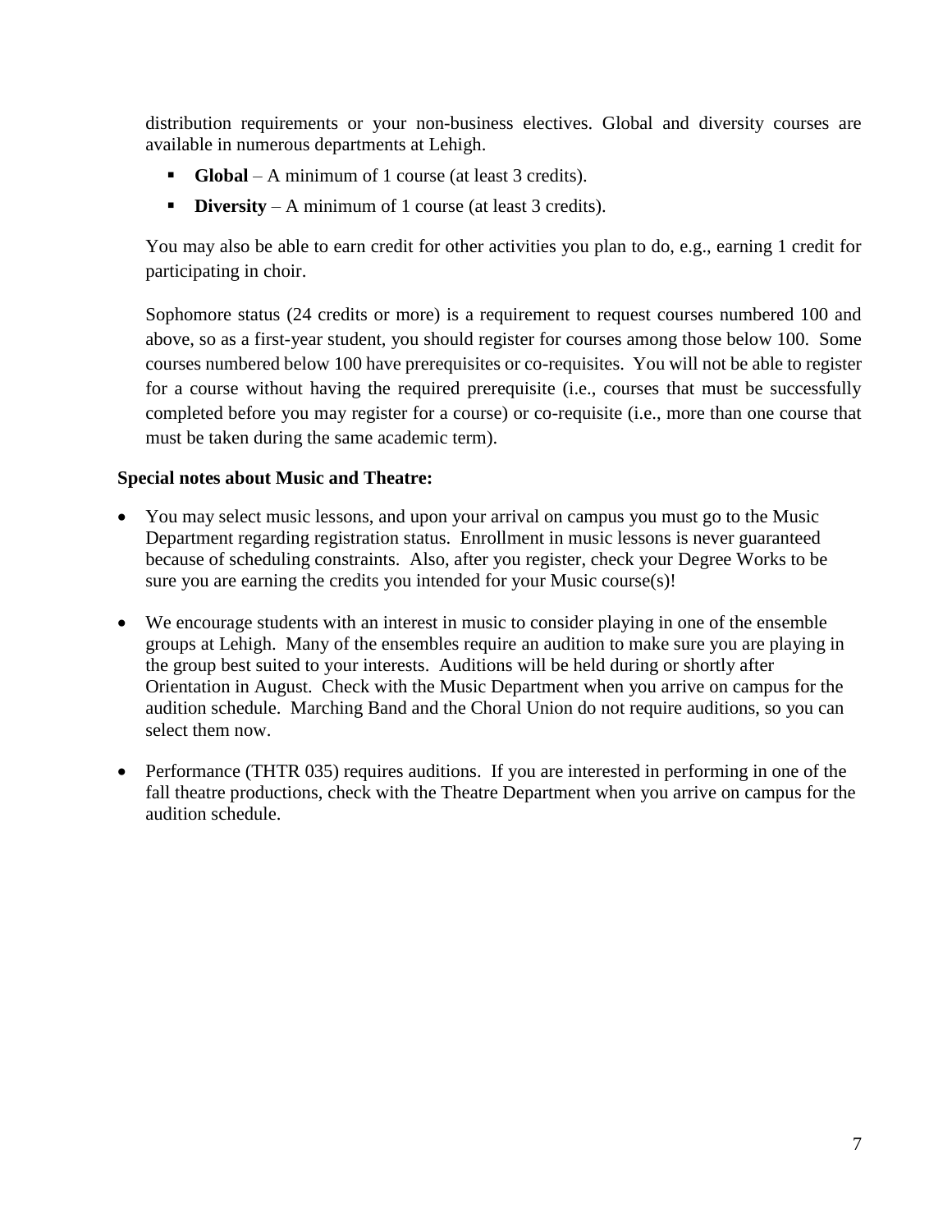distribution requirements or your non-business electives. Global and diversity courses are available in numerous departments at Lehigh.

- **Global** – A minimum of 1 course (at least 3 credits).
- **Diversity** – A minimum of 1 course (at least 3 credits).

You may also be able to earn credit for other activities you plan to do, e.g., earning 1 credit for participating in choir.

Sophomore status (24 credits or more) is a requirement to request courses numbered 100 and above, so as a first-year student, you should register for courses among those below 100. Some courses numbered below 100 have prerequisites or co-requisites. You will not be able to register for a course without having the required prerequisite (i.e., courses that must be successfully completed before you may register for a course) or co-requisite (i.e., more than one course that must be taken during the same academic term).

**Special notes about Music and Theatre:**

- You may select music lessons, and upon your arrival on campus you must go to the Music Department regarding registration status. Enrollment in music lessons is never guaranteed because of scheduling constraints. Also, after you register, check your Degree Works to be sure you are earning the credits you intended for your Music course(s)!

- We encourage students with an interest in music to consider playing in one of the ensemble groups at Lehigh. Many of the ensembles require an audition to make sure you are playing in the group best suited to your interests. Auditions will be held during or shortly after Orientation in August. Check with the Music Department when you arrive on campus for the audition schedule. Marching Band and the Choral Union do not require auditions, so you can select them now.

- Performance (THTR 035) requires auditions. If you are interested in performing in one of the fall theatre productions, check with the Theatre Department when you arrive on campus for the audition schedule.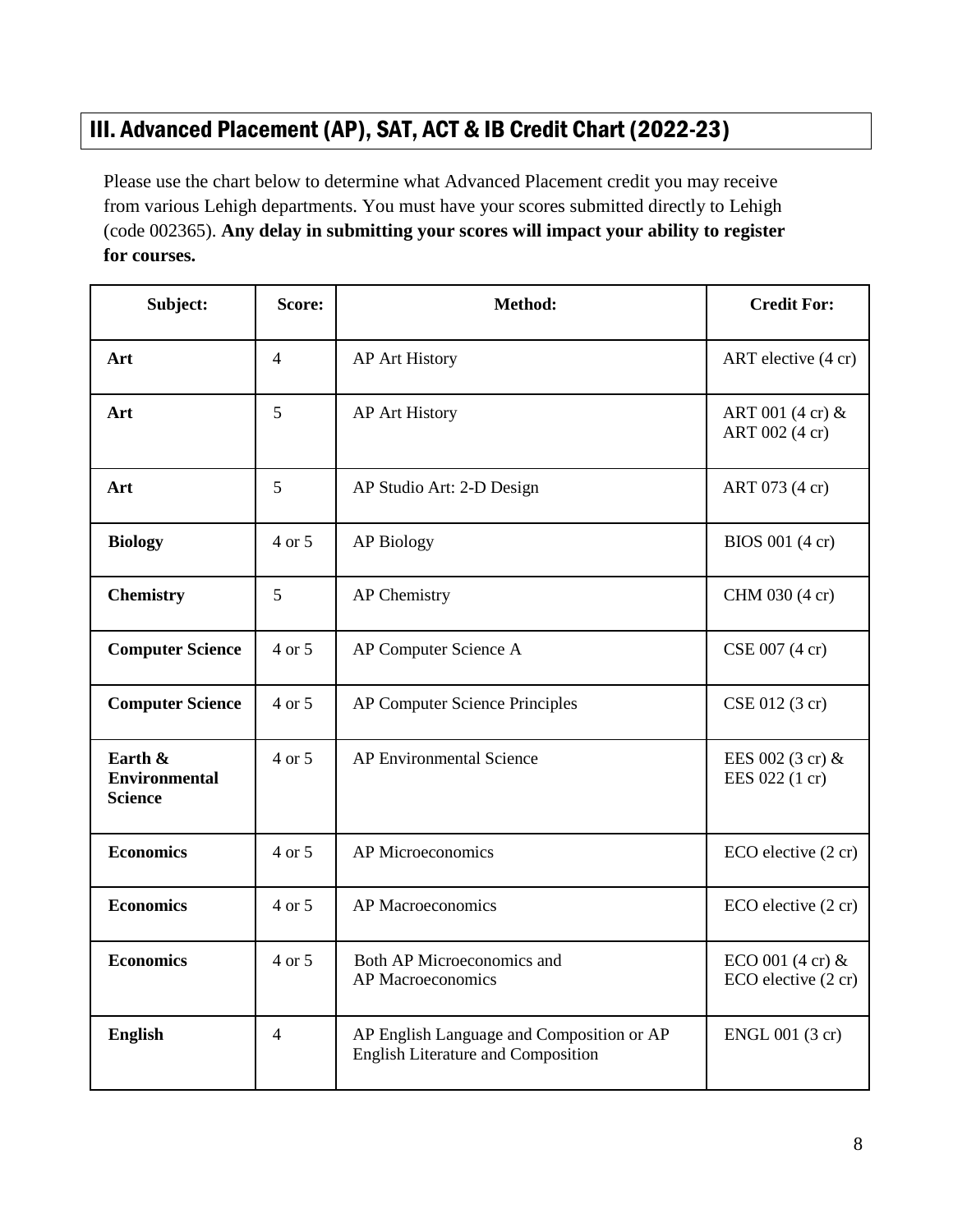## III. Advanced Placement (AP), SAT, ACT & IB Credit Chart (2022-23)

Please use the chart below to determine what Advanced Placement credit you may receive from various Lehigh departments. You must have your scores submitted directly to Lehigh (code 002365). **Any delay in submitting your scores will impact your ability to register for courses.**

| Subject: | Score: | Method: | Credit For: |
|---|---|---|---|
| **Art** | 4 | AP Art History | ART elective (4 cr) |
| **Art** | 5 | AP Art History | ART 001 (4 cr) & ART 002 (4 cr) |
| **Art** | 5 | AP Studio Art: 2-D Design | ART 073 (4 cr) |
| **Biology** | 4 or 5 | AP Biology | BIOS 001 (4 cr) |
| **Chemistry** | 5 | AP Chemistry | CHM 030 (4 cr) |
| **Computer Science** | 4 or 5 | AP Computer Science A | CSE 007 (4 cr) |
| **Computer Science** | 4 or 5 | AP Computer Science Principles | CSE 012 (3 cr) |
| **Earth & Environmental Science** | 4 or 5 | AP Environmental Science | EES 002 (3 cr) & EES 022 (1 cr) |
| **Economics** | 4 or 5 | AP Microeconomics | ECO elective (2 cr) |
| **Economics** | 4 or 5 | AP Macroeconomics | ECO elective (2 cr) |
| **Economics** | 4 or 5 | Both AP Microeconomics and AP Macroeconomics | ECO 001 (4 cr) & ECO elective (2 cr) |
| **English** | 4 | AP English Language and Composition or AP English Literature and Composition | ENGL 001 (3 cr) |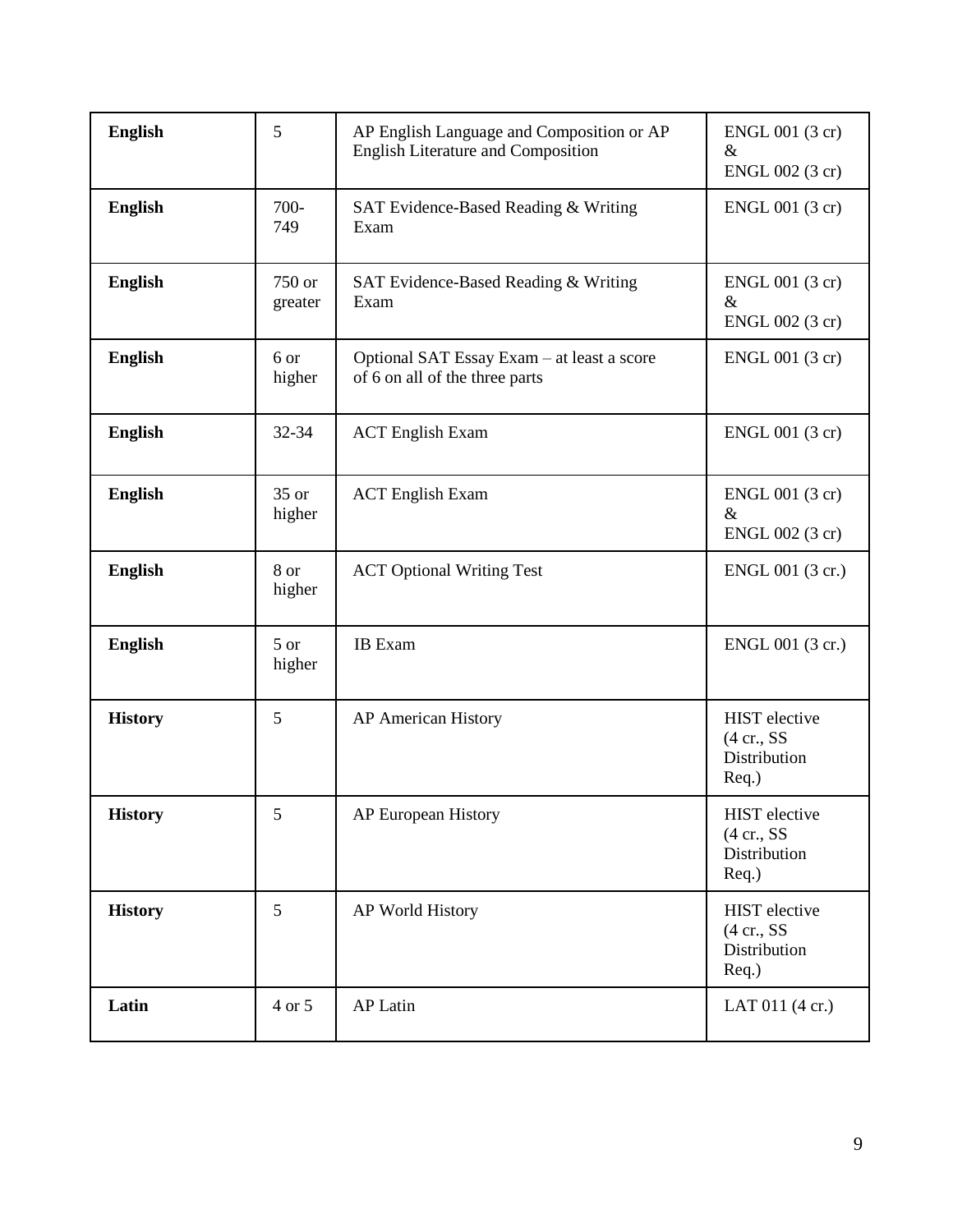| **English** | 5 | AP English Language and Composition or AP English Literature and Composition | ENGL 001 (3 cr) & ENGL 002 (3 cr) |
|---|---|---|---|
| **English** | 700-749 | SAT Evidence-Based Reading & Writing Exam | ENGL 001 (3 cr) |
| **English** | 750 or greater | SAT Evidence-Based Reading & Writing Exam | ENGL 001 (3 cr) & ENGL 002 (3 cr) |
| **English** | 6 or higher | Optional SAT Essay Exam – at least a score of 6 on all of the three parts | ENGL 001 (3 cr) |
| **English** | 32-34 | ACT English Exam | ENGL 001 (3 cr) |
| **English** | 35 or higher | ACT English Exam | ENGL 001 (3 cr) & ENGL 002 (3 cr) |
| **English** | 8 or higher | ACT Optional Writing Test | ENGL 001 (3 cr.) |
| **English** | 5 or higher | IB Exam | ENGL 001 (3 cr.) |
| **History** | 5 | AP American History | HIST elective (4 cr., SS Distribution Req.) |
| **History** | 5 | AP European History | HIST elective (4 cr., SS Distribution Req.) |
| **History** | 5 | AP World History | HIST elective (4 cr., SS Distribution Req.) |
| **Latin** | 4 or 5 | AP Latin | LAT 011 (4 cr.) |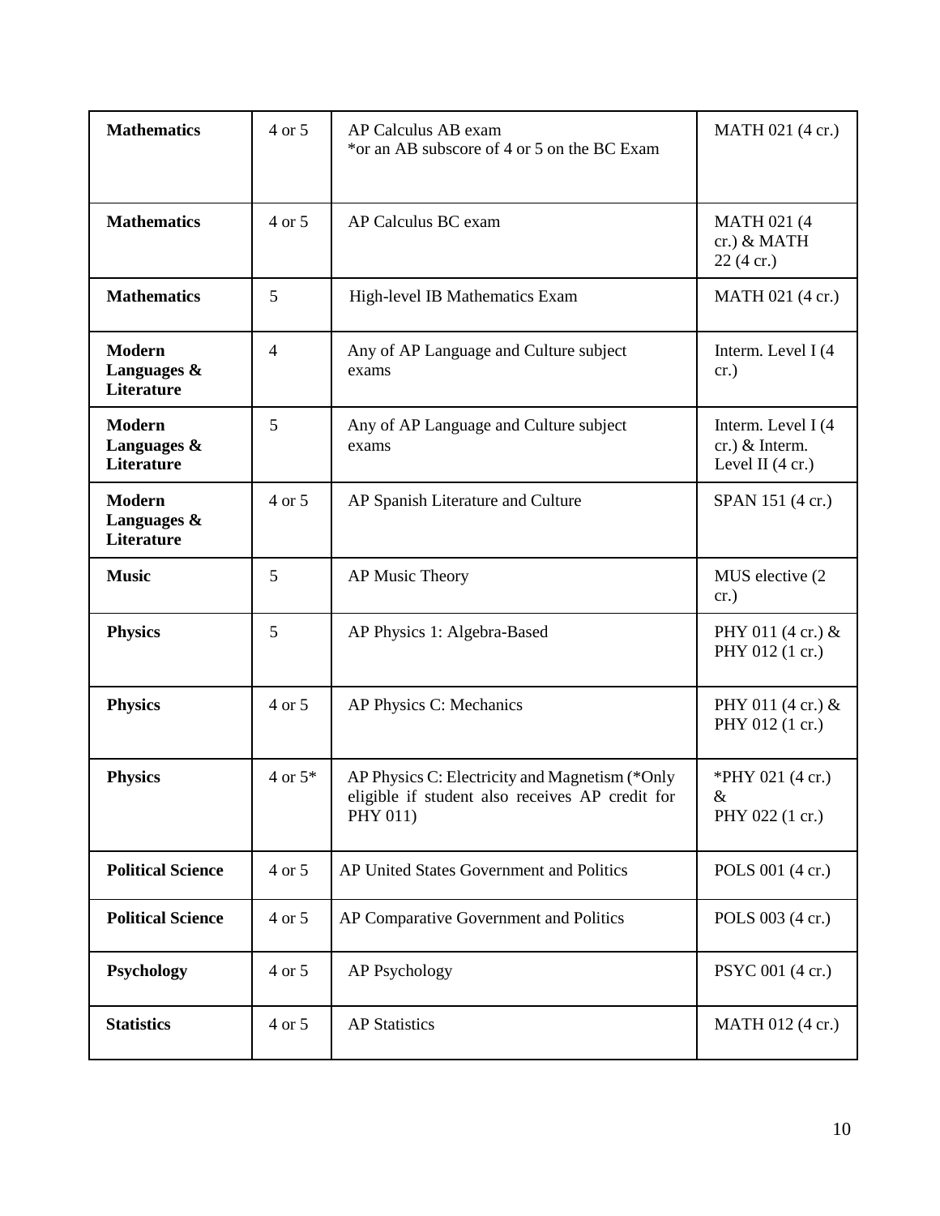| **Mathematics** | 4 or 5 | AP Calculus AB exam<br>*or an AB subscore of 4 or 5 on the BC Exam | MATH 021 (4 cr.) |
|---|---|---|---|
| **Mathematics** | 4 or 5 | AP Calculus BC exam | MATH 021 (4 cr.) & MATH 22 (4 cr.) |
| **Mathematics** | 5 | High-level IB Mathematics Exam | MATH 021 (4 cr.) |
| **Modern Languages & Literature** | 4 | Any of AP Language and Culture subject exams | Interm. Level I (4 cr.) |
| **Modern Languages & Literature** | 5 | Any of AP Language and Culture subject exams | Interm. Level I (4 cr.) & Interm. Level II (4 cr.) |
| **Modern Languages & Literature** | 4 or 5 | AP Spanish Literature and Culture | SPAN 151 (4 cr.) |
| **Music** | 5 | AP Music Theory | MUS elective (2 cr.) |
| **Physics** | 5 | AP Physics 1: Algebra-Based | PHY 011 (4 cr.) & PHY 012 (1 cr.) |
| **Physics** | 4 or 5 | AP Physics C: Mechanics | PHY 011 (4 cr.) & PHY 012 (1 cr.) |
| **Physics** | 4 or 5* | AP Physics C: Electricity and Magnetism (*Only eligible if student also receives AP credit for PHY 011) | *PHY 021 (4 cr.) & PHY 022 (1 cr.) |
| **Political Science** | 4 or 5 | AP United States Government and Politics | POLS 001 (4 cr.) |
| **Political Science** | 4 or 5 | AP Comparative Government and Politics | POLS 003 (4 cr.) |
| **Psychology** | 4 or 5 | AP Psychology | PSYC 001 (4 cr.) |
| **Statistics** | 4 or 5 | AP Statistics | MATH 012 (4 cr.) |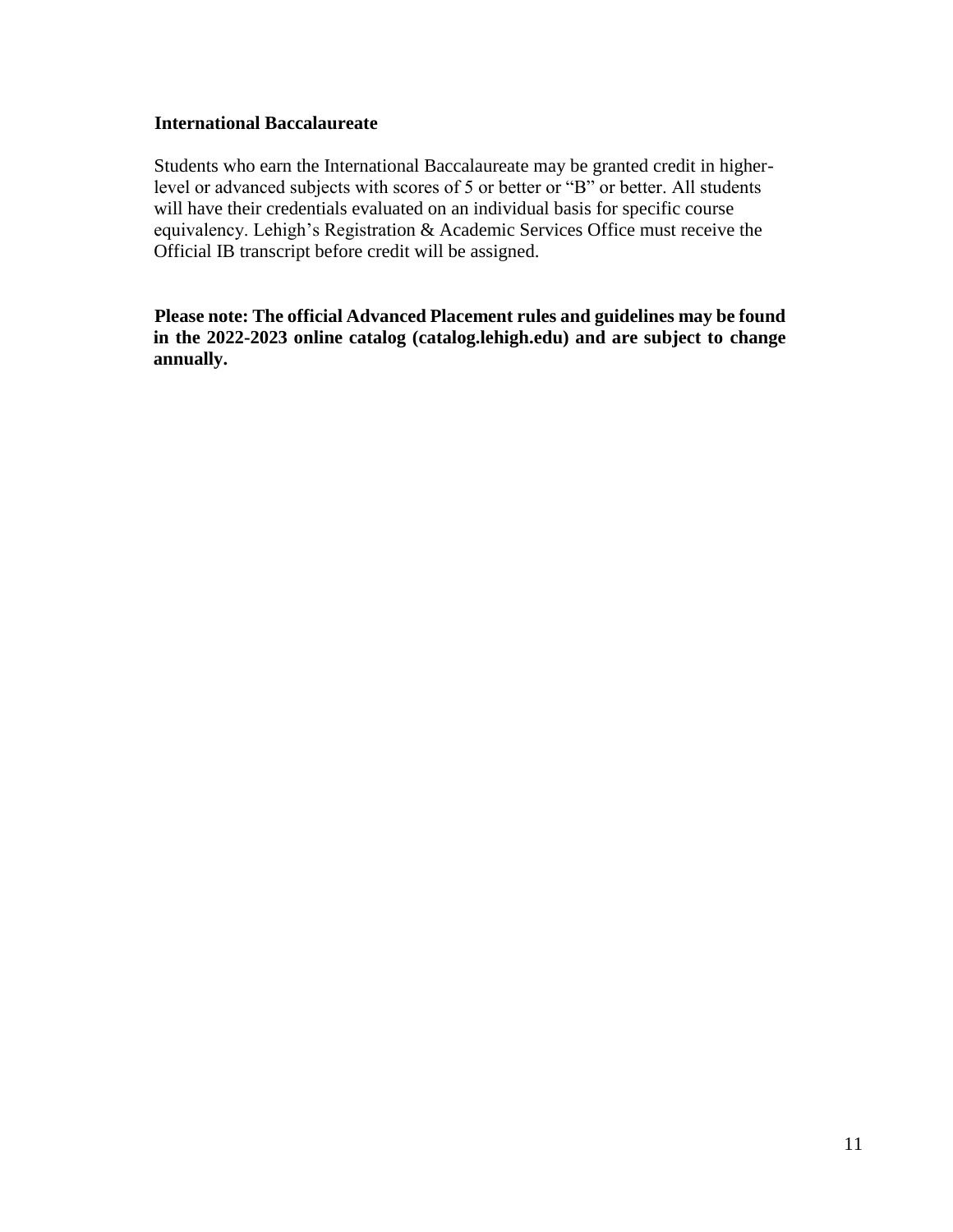### International Baccalaureate

Students who earn the International Baccalaureate may be granted credit in higher-level or advanced subjects with scores of 5 or better or "B" or better. All students will have their credentials evaluated on an individual basis for specific course equivalency. Lehigh's Registration & Academic Services Office must receive the Official IB transcript before credit will be assigned.

**Please note: The official Advanced Placement rules and guidelines may be found in the 2022-2023 online catalog (catalog.lehigh.edu) and are subject to change annually.**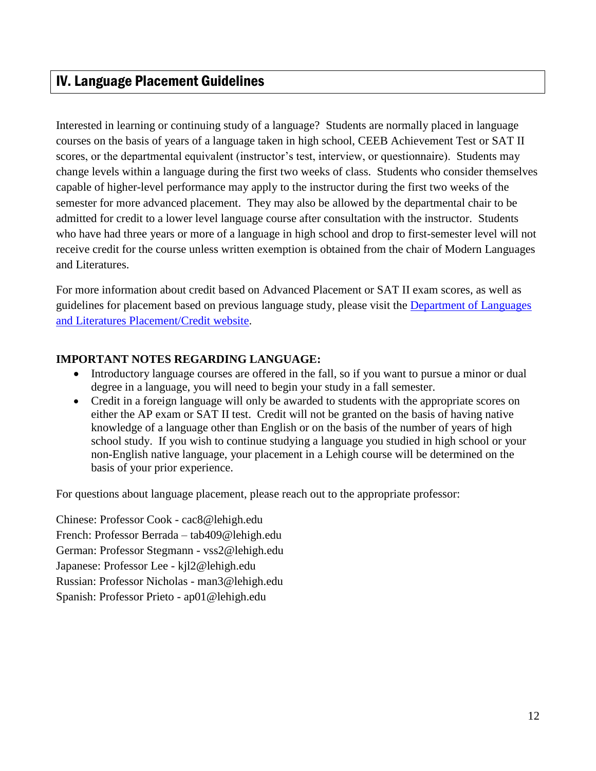## IV. Language Placement Guidelines

Interested in learning or continuing study of a language? Students are normally placed in language courses on the basis of years of a language taken in high school, CEEB Achievement Test or SAT II scores, or the departmental equivalent (instructor's test, interview, or questionnaire). Students may change levels within a language during the first two weeks of class. Students who consider themselves capable of higher-level performance may apply to the instructor during the first two weeks of the semester for more advanced placement. They may also be allowed by the departmental chair to be admitted for credit to a lower level language course after consultation with the instructor. Students who have had three years or more of a language in high school and drop to first-semester level will not receive credit for the course unless written exemption is obtained from the chair of Modern Languages and Literatures.

For more information about credit based on Advanced Placement or SAT II exam scores, as well as guidelines for placement based on previous language study, please visit the Department of Languages and Literatures Placement/Credit website.

**IMPORTANT NOTES REGARDING LANGUAGE:**

- Introductory language courses are offered in the fall, so if you want to pursue a minor or dual degree in a language, you will need to begin your study in a fall semester.
- Credit in a foreign language will only be awarded to students with the appropriate scores on either the AP exam or SAT II test. Credit will not be granted on the basis of having native knowledge of a language other than English or on the basis of the number of years of high school study. If you wish to continue studying a language you studied in high school or your non-English native language, your placement in a Lehigh course will be determined on the basis of your prior experience.

For questions about language placement, please reach out to the appropriate professor:

Chinese: Professor Cook - cac8@lehigh.edu
French: Professor Berrada – tab409@lehigh.edu
German: Professor Stegmann - vss2@lehigh.edu
Japanese: Professor Lee - kjl2@lehigh.edu
Russian: Professor Nicholas - man3@lehigh.edu
Spanish: Professor Prieto - ap01@lehigh.edu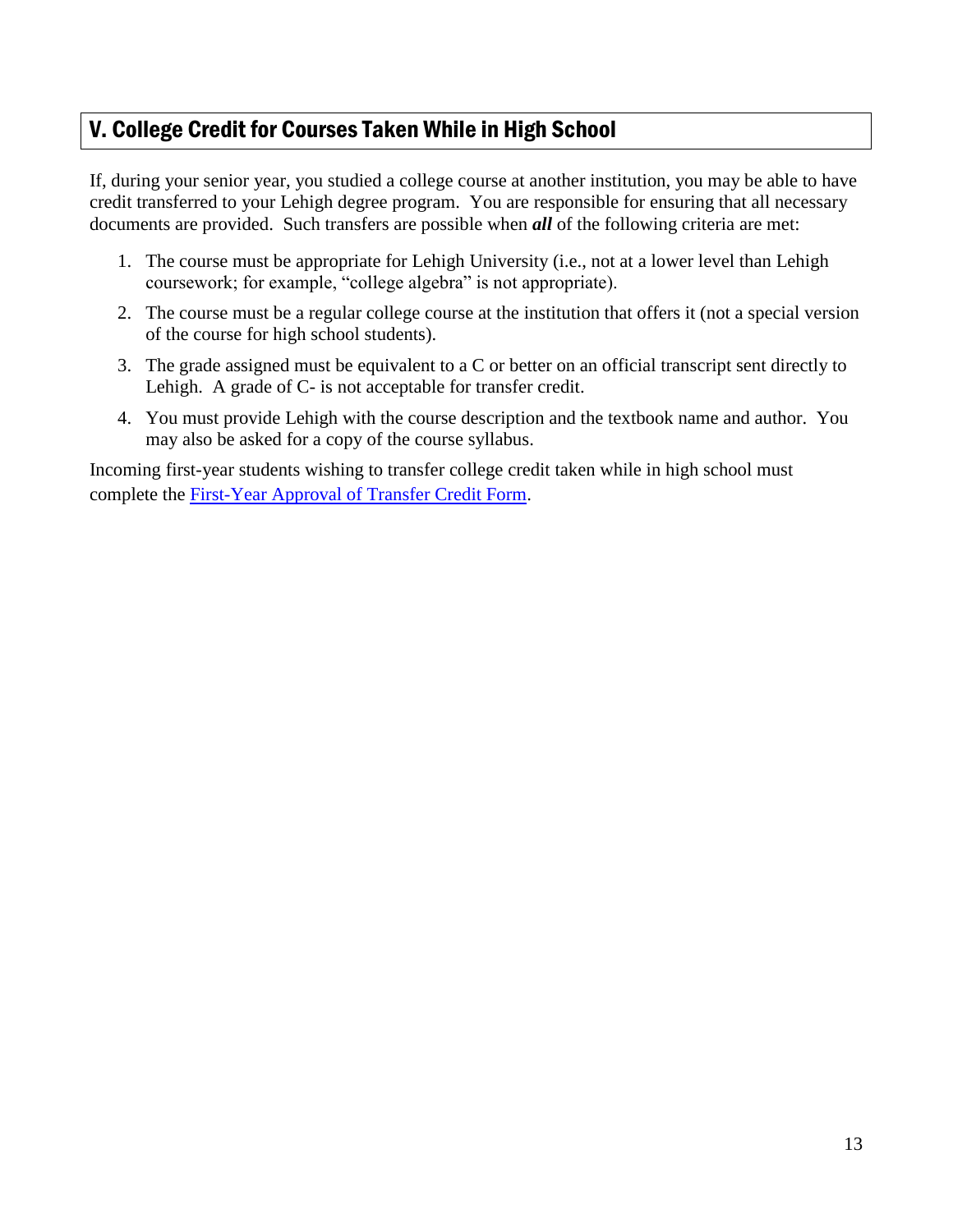## V. College Credit for Courses Taken While in High School

If, during your senior year, you studied a college course at another institution, you may be able to have credit transferred to your Lehigh degree program. You are responsible for ensuring that all necessary documents are provided. Such transfers are possible when ***all*** of the following criteria are met:

1. The course must be appropriate for Lehigh University (i.e., not at a lower level than Lehigh coursework; for example, "college algebra" is not appropriate).
2. The course must be a regular college course at the institution that offers it (not a special version of the course for high school students).
3. The grade assigned must be equivalent to a C or better on an official transcript sent directly to Lehigh. A grade of C- is not acceptable for transfer credit.
4. You must provide Lehigh with the course description and the textbook name and author. You may also be asked for a copy of the course syllabus.

Incoming first-year students wishing to transfer college credit taken while in high school must complete the First-Year Approval of Transfer Credit Form.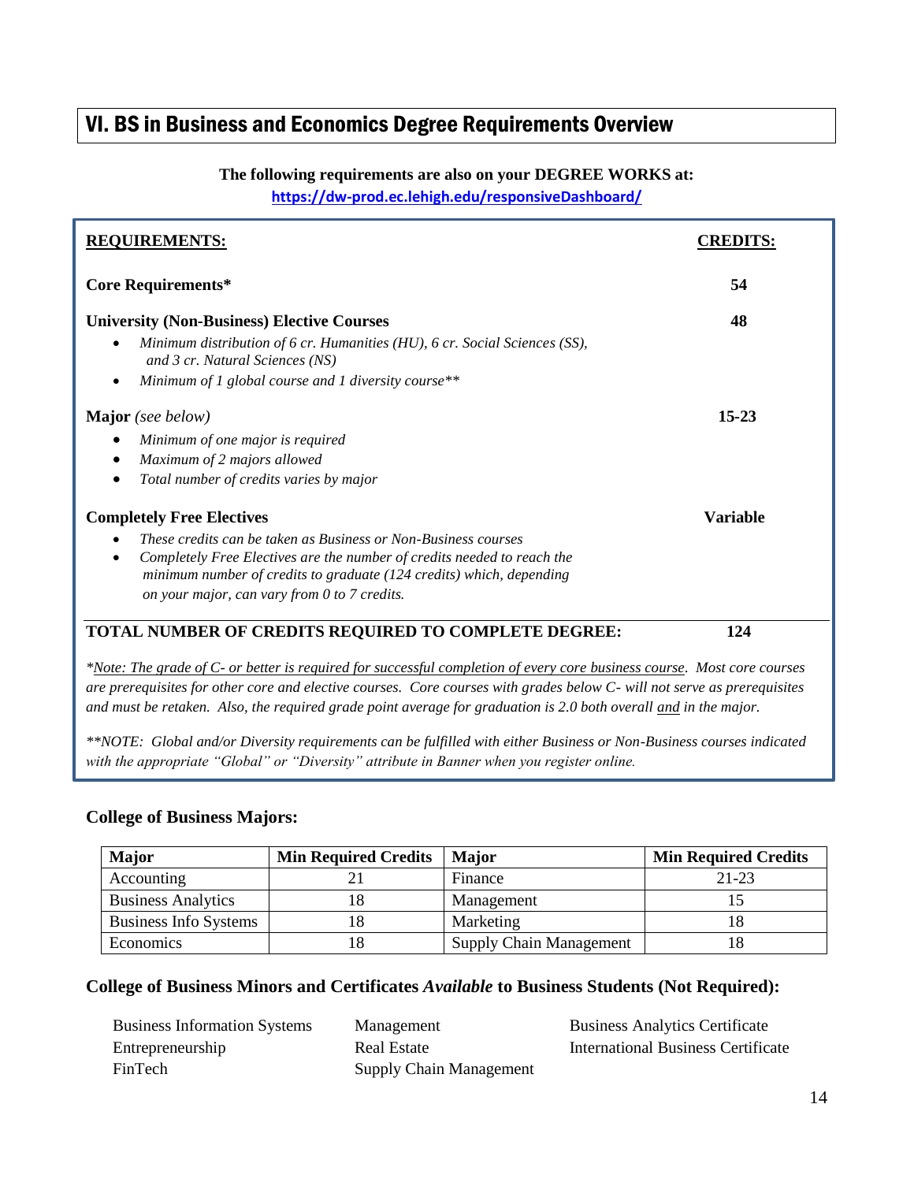# VI. BS in Business and Economics Degree Requirements Overview

**The following requirements are also on your DEGREE WORKS at:**
**https://dw-prod.ec.lehigh.edu/responsiveDashboard/**

| **REQUIREMENTS:** | **CREDITS:** |
|---|---|
| **Core Requirements*** | **54** |
| **University (Non-Business) Elective Courses**<br>• *Minimum distribution of 6 cr. Humanities (HU), 6 cr. Social Sciences (SS), and 3 cr. Natural Sciences (NS)*<br>• *Minimum of 1 global course and 1 diversity course*** | **48** |
| **Major** *(see below)*<br>• *Minimum of one major is required*<br>• *Maximum of 2 majors allowed*<br>• *Total number of credits varies by major* | **15-23** |
| **Completely Free Electives**<br>• *These credits can be taken as Business or Non-Business courses*<br>• *Completely Free Electives are the number of credits needed to reach the minimum number of credits to graduate (124 credits) which, depending on your major, can vary from 0 to 7 credits.* | **Variable** |
| **TOTAL NUMBER OF CREDITS REQUIRED TO COMPLETE DEGREE:** | **124** |

**Note: The grade of C- or better is required for successful completion of every core business course. Most core courses are prerequisites for other core and elective courses. Core courses with grades below C- will not serve as prerequisites and must be retaken. Also, the required grade point average for graduation is 2.0 both overall and in the major.*

***NOTE: Global and/or Diversity requirements can be fulfilled with either Business or Non-Business courses indicated with the appropriate "Global" or "Diversity" attribute in Banner when you register online.*

## College of Business Majors:

| Major | Min Required Credits | Major | Min Required Credits |
|---|---|---|---|
| Accounting | 21 | Finance | 21-23 |
| Business Analytics | 18 | Management | 15 |
| Business Info Systems | 18 | Marketing | 18 |
| Economics | 18 | Supply Chain Management | 18 |

## College of Business Minors and Certificates *Available* to Business Students (Not Required):

- Business Information Systems
- Entrepreneurship
- FinTech
- Management
- Real Estate
- Supply Chain Management
- Business Analytics Certificate
- International Business Certificate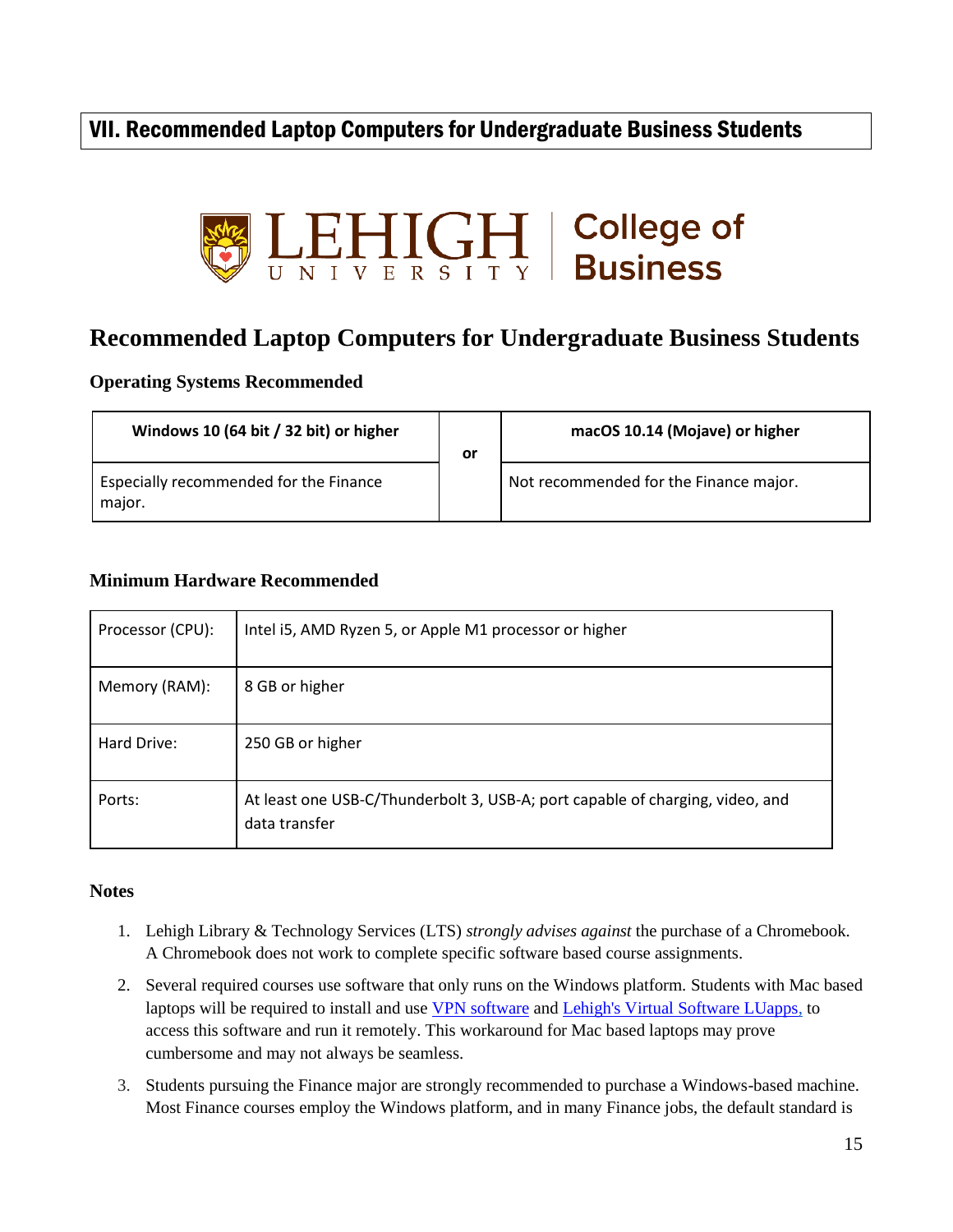## VII. Recommended Laptop Computers for Undergraduate Business Students

LEHIGH UNIVERSITY | College of Business

# Recommended Laptop Computers for Undergraduate Business Students

### Operating Systems Recommended

| Windows 10 (64 bit / 32 bit) or higher | or | macOS 10.14 (Mojave) or higher |
|---|---|---|
| Especially recommended for the Finance major. | | Not recommended for the Finance major. |

### Minimum Hardware Recommended

| | |
|---|---|
| Processor (CPU): | Intel i5, AMD Ryzen 5, or Apple M1 processor or higher |
| Memory (RAM): | 8 GB or higher |
| Hard Drive: | 250 GB or higher |
| Ports: | At least one USB-C/Thunderbolt 3, USB-A; port capable of charging, video, and data transfer |

### Notes

1. Lehigh Library & Technology Services (LTS) *strongly advises against* the purchase of a Chromebook. A Chromebook does not work to complete specific software based course assignments.
2. Several required courses use software that only runs on the Windows platform. Students with Mac based laptops will be required to install and use VPN software and Lehigh's Virtual Software LUapps, to access this software and run it remotely. This workaround for Mac based laptops may prove cumbersome and may not always be seamless.
3. Students pursuing the Finance major are strongly recommended to purchase a Windows-based machine. Most Finance courses employ the Windows platform, and in many Finance jobs, the default standard is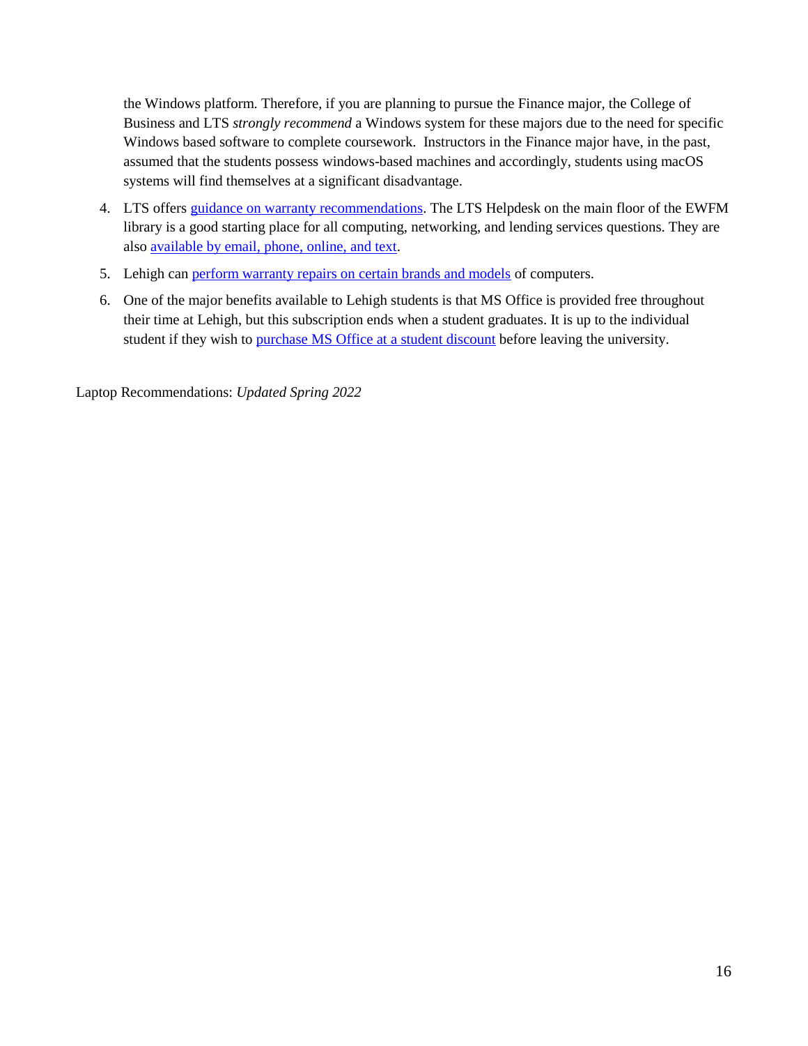the Windows platform. Therefore, if you are planning to pursue the Finance major, the College of Business and LTS *strongly recommend* a Windows system for these majors due to the need for specific Windows based software to complete coursework. Instructors in the Finance major have, in the past, assumed that the students possess windows-based machines and accordingly, students using macOS systems will find themselves at a significant disadvantage.

4. LTS offers guidance on warranty recommendations. The LTS Helpdesk on the main floor of the EWFM library is a good starting place for all computing, networking, and lending services questions. They are also available by email, phone, online, and text.
5. Lehigh can perform warranty repairs on certain brands and models of computers.
6. One of the major benefits available to Lehigh students is that MS Office is provided free throughout their time at Lehigh, but this subscription ends when a student graduates. It is up to the individual student if they wish to purchase MS Office at a student discount before leaving the university.

Laptop Recommendations: *Updated Spring 2022*